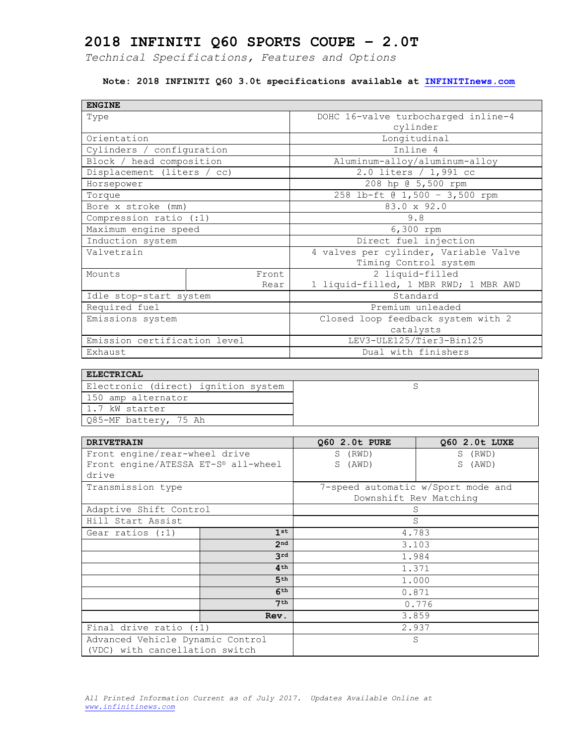# 2018 INFINITI Q60 SPORTS COUPE – 2.0T

*Technical Specifications, Features and Options*

**Note: 2018 INFINITI Q60 3.0t specifications available at [INFINITInews.com](http://INFINITInews.com)**

| **ENGINE** | | |
|---|---|---|
| Type | | DOHC 16-valve turbocharged inline-4 cylinder |
| Orientation | | Longitudinal |
| Cylinders / configuration | | Inline 4 |
| Block / head composition | | Aluminum-alloy/aluminum-alloy |
| Displacement (liters / cc) | | 2.0 liters / 1,991 cc |
| Horsepower | | 208 hp @ 5,500 rpm |
| Torque | | 258 lb-ft @ 1,500 – 3,500 rpm |
| Bore x stroke (mm) | | 83.0 x 92.0 |
| Compression ratio (:1) | | 9.8 |
| Maximum engine speed | | 6,300 rpm |
| Induction system | | Direct fuel injection |
| Valvetrain | | 4 valves per cylinder, Variable Valve Timing Control system |
| Mounts | Front | 2 liquid-filled |
| | Rear | 1 liquid-filled, 1 MBR RWD; 1 MBR AWD |
| Idle stop-start system | | Standard |
| Required fuel | | Premium unleaded |
| Emissions system | | Closed loop feedback system with 2 catalysts |
| Emission certification level | | LEV3-ULE125/Tier3-Bin125 |
| Exhaust | | Dual with finishers |

| **ELECTRICAL** | |
|---|---|
| Electronic (direct) ignition system<br>150 amp alternator<br>1.7 kW starter<br>Q85-MF battery, 75 Ah | S |

| **DRIVETRAIN** | | **Q60 2.0t PURE** | **Q60 2.0t LUXE** |
|---|---|---|---|
| Front engine/rear-wheel drive<br>Front engine/ATESSA ET-S® all-wheel drive | | S (RWD)<br>S (AWD) | S (RWD)<br>S (AWD) |
| Transmission type | | 7-speed automatic w/Sport mode and Downshift Rev Matching | |
| Adaptive Shift Control | | S | |
| Hill Start Assist | | S | |
| Gear ratios (:1) | 1st | 4.783 | |
| | 2nd | 3.103 | |
| | 3rd | 1.984 | |
| | 4th | 1.371 | |
| | 5th | 1.000 | |
| | 6th | 0.871 | |
| | 7th | 0.776 | |
| | Rev. | 3.859 | |
| Final drive ratio (:1) | | 2.937 | |
| Advanced Vehicle Dynamic Control (VDC) with cancellation switch | | S | |

*All Printed Information Current as of July 2017. Updates Available Online at [www.infinitinews.com](http://www.infinitinews.com)*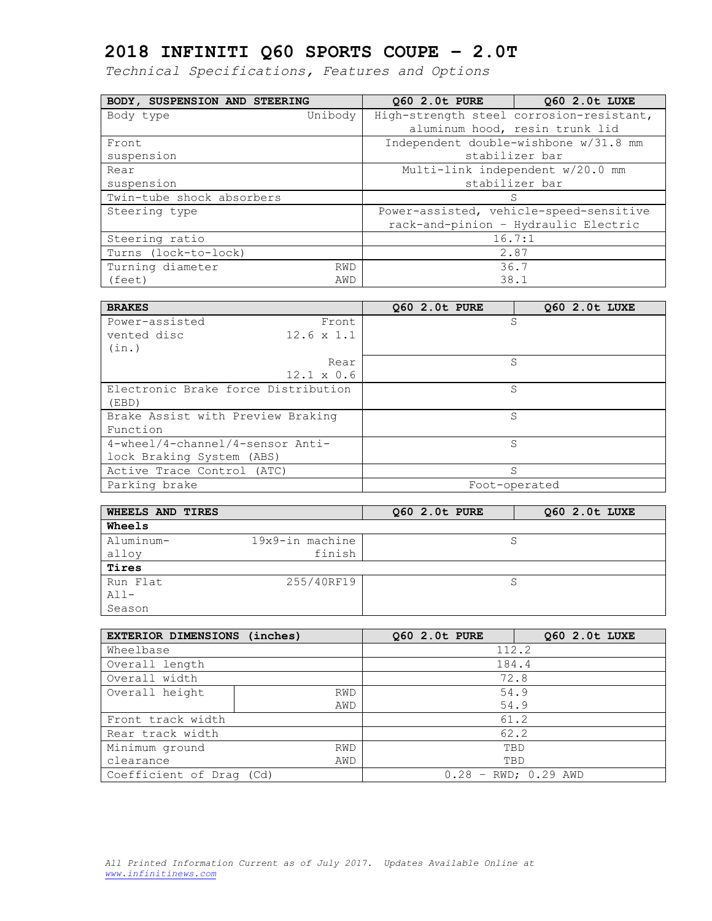# 2018 INFINITI Q60 SPORTS COUPE – 2.0T

*Technical Specifications, Features and Options*

| BODY, SUSPENSION AND STEERING | | Q60 2.0t PURE | Q60 2.0t LUXE |
|---|---|---|---|
| Body type | Unibody | High-strength steel corrosion-resistant, aluminum hood, resin trunk lid | |
| Front suspension | | Independent double-wishbone w/31.8 mm stabilizer bar | |
| Rear suspension | | Multi-link independent w/20.0 mm stabilizer bar | |
| Twin-tube shock absorbers | | S | |
| Steering type | | Power-assisted, vehicle-speed-sensitive rack-and-pinion – Hydraulic Electric | |
| Steering ratio | | 16.7:1 | |
| Turns (lock-to-lock) | | 2.87 | |
| Turning diameter (feet) | RWD | 36.7 | |
| | AWD | 38.1 | |

| BRAKES | | Q60 2.0t PURE | Q60 2.0t LUXE |
|---|---|---|---|
| Power-assisted vented disc (in.) | Front 12.6 x 1.1 | S | |
| | Rear 12.1 x 0.6 | S | |
| Electronic Brake force Distribution (EBD) | | S | |
| Brake Assist with Preview Braking Function | | S | |
| 4-wheel/4-channel/4-sensor Anti-lock Braking System (ABS) | | S | |
| Active Trace Control (ATC) | | S | |
| Parking brake | | Foot-operated | |

| WHEELS AND TIRES | | Q60 2.0t PURE | Q60 2.0t LUXE |
|---|---|---|---|
| **Wheels** | | | |
| Aluminum-alloy | 19x9-in machine finish | S | |
| **Tires** | | | |
| Run Flat All-Season | 255/40RF19 | S | |

| EXTERIOR DIMENSIONS (inches) | | Q60 2.0t PURE | Q60 2.0t LUXE |
|---|---|---|---|
| Wheelbase | | 112.2 | |
| Overall length | | 184.4 | |
| Overall width | | 72.8 | |
| Overall height | RWD | 54.9 | |
| | AWD | 54.9 | |
| Front track width | | 61.2 | |
| Rear track width | | 62.2 | |
| Minimum ground clearance | RWD | TBD | |
| | AWD | TBD | |
| Coefficient of Drag (Cd) | | 0.28 – RWD; 0.29 AWD | |

*All Printed Information Current as of July 2017. Updates Available Online at www.infinitinews.com*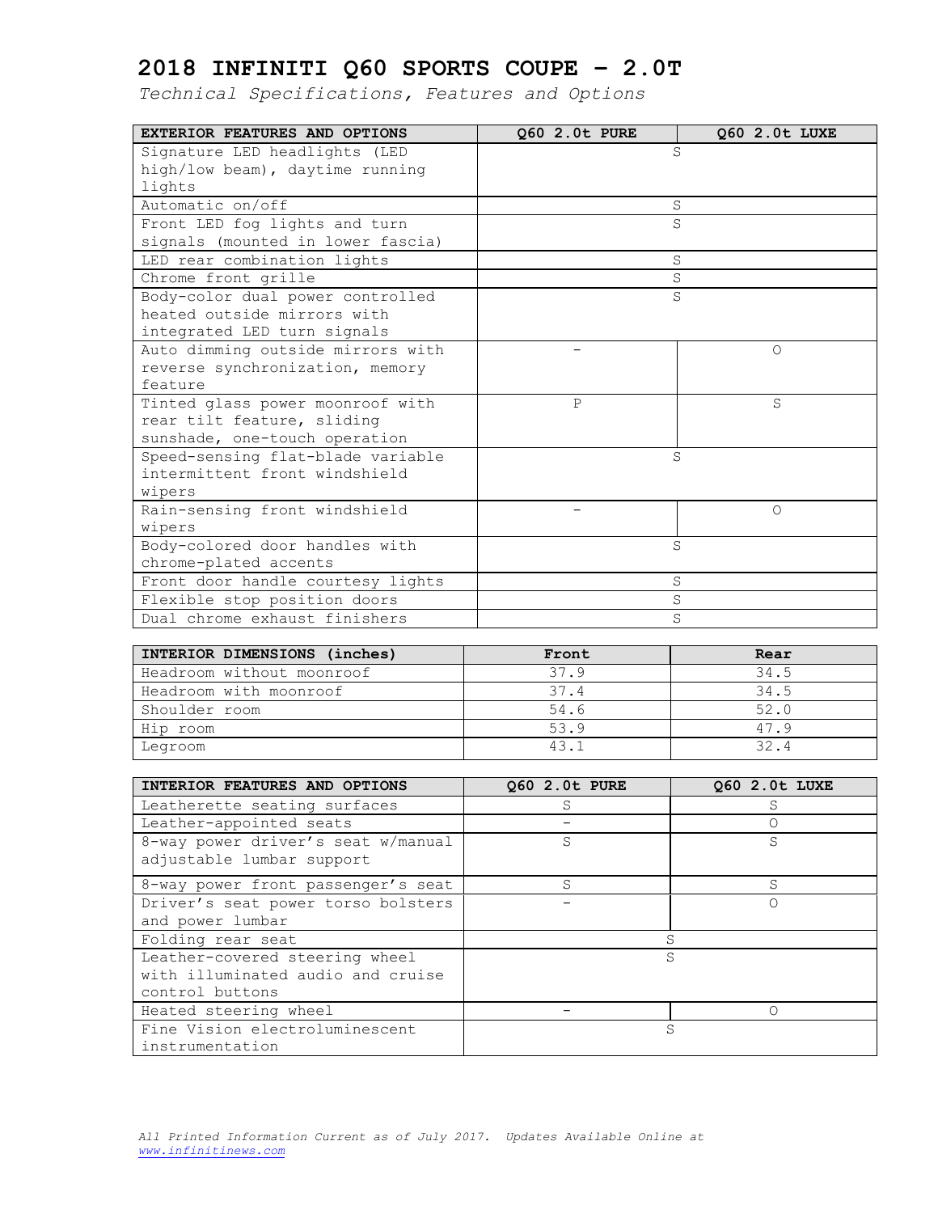# 2018 INFINITI Q60 SPORTS COUPE – 2.0T

*Technical Specifications, Features and Options*

| EXTERIOR FEATURES AND OPTIONS | Q60 2.0t PURE | Q60 2.0t LUXE |
|---|---|---|
| Signature LED headlights (LED high/low beam), daytime running lights | S | |
| Automatic on/off | S | |
| Front LED fog lights and turn signals (mounted in lower fascia) | S | |
| LED rear combination lights | S | |
| Chrome front grille | S | |
| Body-color dual power controlled heated outside mirrors with integrated LED turn signals | S | |
| Auto dimming outside mirrors with reverse synchronization, memory feature | – | O |
| Tinted glass power moonroof with rear tilt feature, sliding sunshade, one-touch operation | P | S |
| Speed-sensing flat-blade variable intermittent front windshield wipers | S | |
| Rain-sensing front windshield wipers | – | O |
| Body-colored door handles with chrome-plated accents | S | |
| Front door handle courtesy lights | S | |
| Flexible stop position doors | S | |
| Dual chrome exhaust finishers | S | |

| INTERIOR DIMENSIONS (inches) | Front | Rear |
|---|---|---|
| Headroom without moonroof | 37.9 | 34.5 |
| Headroom with moonroof | 37.4 | 34.5 |
| Shoulder room | 54.6 | 52.0 |
| Hip room | 53.9 | 47.9 |
| Legroom | 43.1 | 32.4 |

| INTERIOR FEATURES AND OPTIONS | Q60 2.0t PURE | Q60 2.0t LUXE |
|---|---|---|
| Leatherette seating surfaces | S | S |
| Leather-appointed seats | – | O |
| 8-way power driver's seat w/manual adjustable lumbar support | S | S |
| 8-way power front passenger's seat | S | S |
| Driver's seat power torso bolsters and power lumbar | – | O |
| Folding rear seat | S | |
| Leather-covered steering wheel with illuminated audio and cruise control buttons | S | |
| Heated steering wheel | – | O |
| Fine Vision electroluminescent instrumentation | S | |

*All Printed Information Current as of July 2017. Updates Available Online at www.infinitinews.com*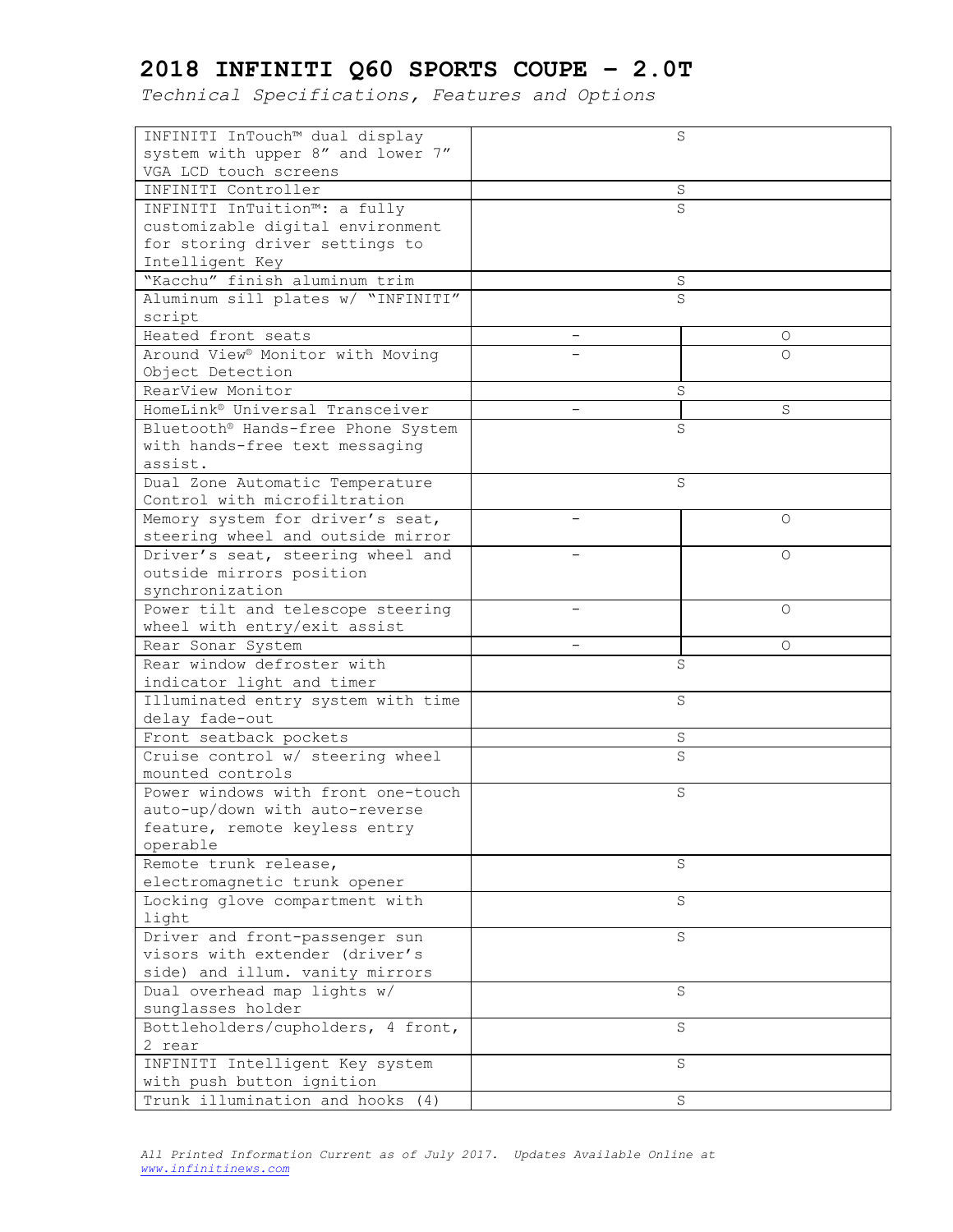# 2018 INFINITI Q60 SPORTS COUPE – 2.0T

*Technical Specifications, Features and Options*

| | | |
|---|---|---|
| INFINITI InTouch™ dual display system with upper 8" and lower 7" VGA LCD touch screens | S | |
| INFINITI Controller | S | |
| INFINITI InTuition™: a fully customizable digital environment for storing driver settings to Intelligent Key | S | |
| "Kacchu" finish aluminum trim | S | |
| Aluminum sill plates w/ "INFINITI" script | S | |
| Heated front seats | – | O |
| Around View® Monitor with Moving Object Detection | – | O |
| RearView Monitor | S | |
| HomeLink® Universal Transceiver | – | S |
| Bluetooth® Hands-free Phone System with hands-free text messaging assist. | S | |
| Dual Zone Automatic Temperature Control with microfiltration | S | |
| Memory system for driver's seat, steering wheel and outside mirror | – | O |
| Driver's seat, steering wheel and outside mirrors position synchronization | – | O |
| Power tilt and telescope steering wheel with entry/exit assist | – | O |
| Rear Sonar System | – | O |
| Rear window defroster with indicator light and timer | S | |
| Illuminated entry system with time delay fade-out | S | |
| Front seatback pockets | S | |
| Cruise control w/ steering wheel mounted controls | S | |
| Power windows with front one-touch auto-up/down with auto-reverse feature, remote keyless entry operable | S | |
| Remote trunk release, electromagnetic trunk opener | S | |
| Locking glove compartment with light | S | |
| Driver and front-passenger sun visors with extender (driver's side) and illum. vanity mirrors | S | |
| Dual overhead map lights w/ sunglasses holder | S | |
| Bottleholders/cupholders, 4 front, 2 rear | S | |
| INFINITI Intelligent Key system with push button ignition | S | |
| Trunk illumination and hooks (4) | S | |

*All Printed Information Current as of July 2017. Updates Available Online at www.infinitinews.com*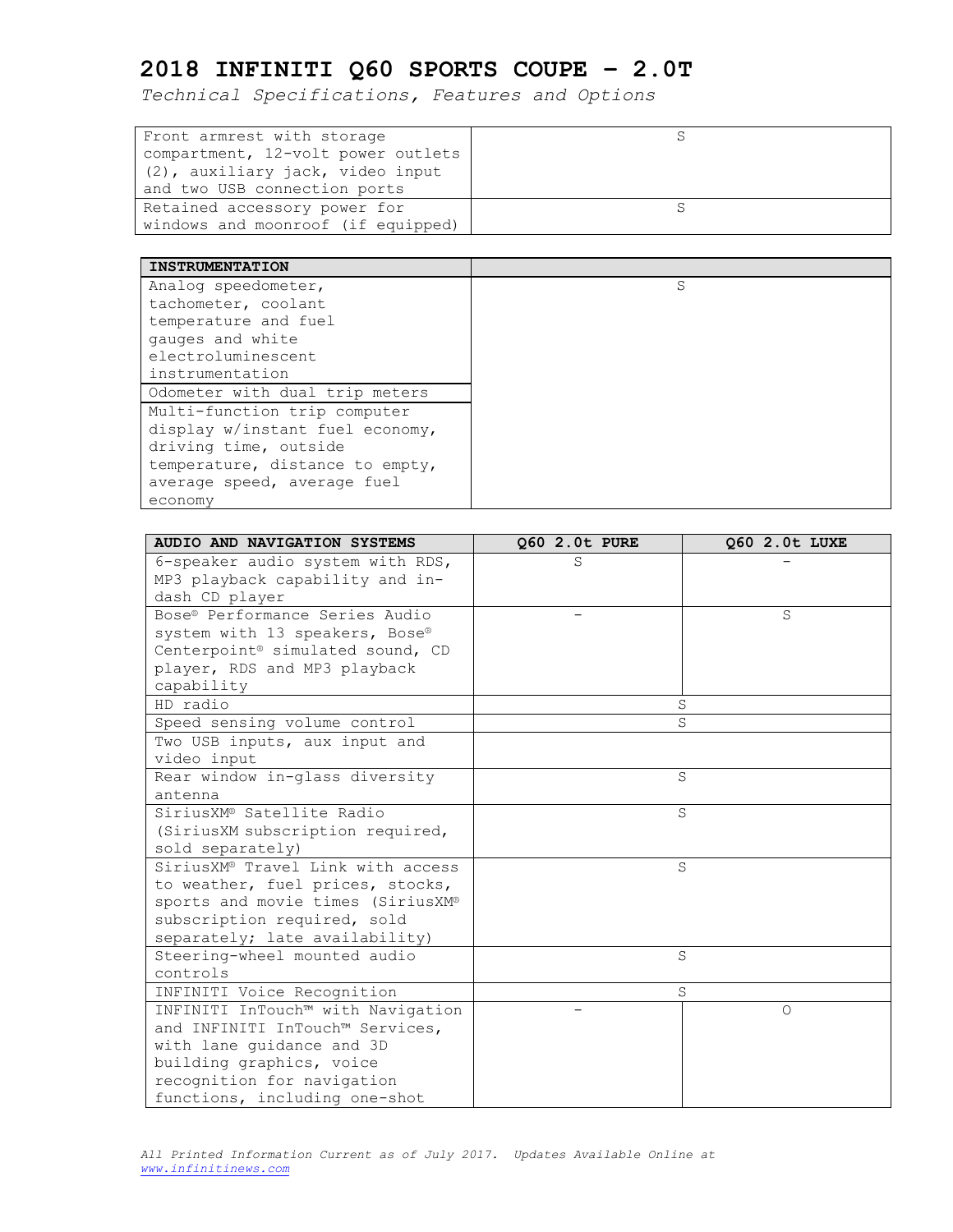# 2018 INFINITI Q60 SPORTS COUPE – 2.0T

*Technical Specifications, Features and Options*

| | |
|---|---|
| Front armrest with storage compartment, 12-volt power outlets (2), auxiliary jack, video input and two USB connection ports | S |
| Retained accessory power for windows and moonroof (if equipped) | S |

| INSTRUMENTATION | |
|---|---|
| Analog speedometer, tachometer, coolant temperature and fuel gauges and white electroluminescent instrumentation | S |
| Odometer with dual trip meters | |
| Multi-function trip computer display w/instant fuel economy, driving time, outside temperature, distance to empty, average speed, average fuel economy | |

| AUDIO AND NAVIGATION SYSTEMS | Q60 2.0t PURE | Q60 2.0t LUXE |
|---|---|---|
| 6-speaker audio system with RDS, MP3 playback capability and in-dash CD player | S | – |
| Bose® Performance Series Audio system with 13 speakers, Bose® Centerpoint® simulated sound, CD player, RDS and MP3 playback capability | – | S |
| HD radio | S | |
| Speed sensing volume control | S | |
| Two USB inputs, aux input and video input | | |
| Rear window in-glass diversity antenna | S | |
| SiriusXM® Satellite Radio (SiriusXM subscription required, sold separately) | S | |
| SiriusXM® Travel Link with access to weather, fuel prices, stocks, sports and movie times (SiriusXM® subscription required, sold separately; late availability) | S | |
| Steering-wheel mounted audio controls | S | |
| INFINITI Voice Recognition | S | |
| INFINITI InTouch™ with Navigation and INFINITI InTouch™ Services, with lane guidance and 3D building graphics, voice recognition for navigation functions, including one-shot | – | O |

*All Printed Information Current as of July 2017. Updates Available Online at www.infinitinews.com*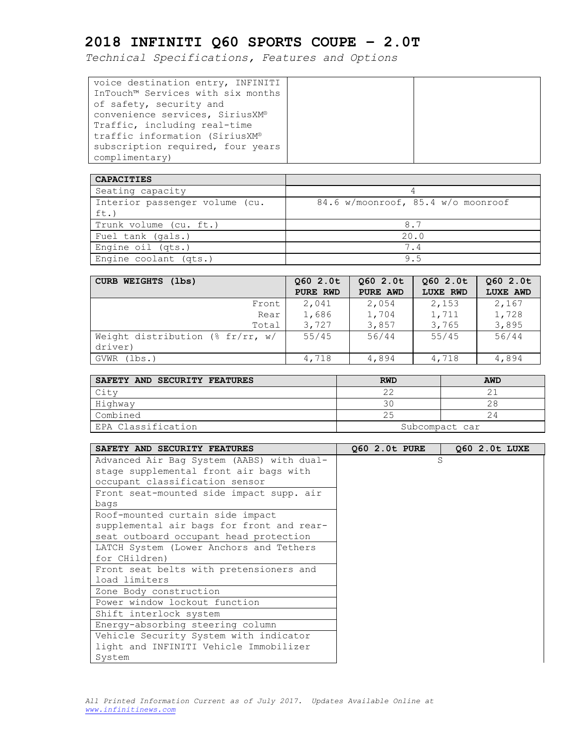# 2018 INFINITI Q60 SPORTS COUPE – 2.0T

*Technical Specifications, Features and Options*

| | | |
|---|---|---|
| voice destination entry, INFINITI InTouch™ Services with six months of safety, security and convenience services, SiriusXM® Traffic, including real-time traffic information (SiriusXM® subscription required, four years complimentary) | | |

| CAPACITIES | |
|---|---|
| Seating capacity | 4 |
| Interior passenger volume (cu. ft.) | 84.6 w/moonroof, 85.4 w/o moonroof |
| Trunk volume (cu. ft.) | 8.7 |
| Fuel tank (gals.) | 20.0 |
| Engine oil (qts.) | 7.4 |
| Engine coolant (qts.) | 9.5 |

| CURB WEIGHTS (lbs) | Q60 2.0t PURE RWD | Q60 2.0t PURE AWD | Q60 2.0t LUXE RWD | Q60 2.0t LUXE AWD |
|---|---|---|---|---|
| Front | 2,041 | 2,054 | 2,153 | 2,167 |
| Rear | 1,686 | 1,704 | 1,711 | 1,728 |
| Total | 3,727 | 3,857 | 3,765 | 3,895 |
| Weight distribution (% fr/rr, w/ driver) | 55/45 | 56/44 | 55/45 | 56/44 |
| GVWR (lbs.) | 4,718 | 4,894 | 4,718 | 4,894 |

| SAFETY AND SECURITY FEATURES | RWD | AWD |
|---|---|---|
| City | 22 | 21 |
| Highway | 30 | 28 |
| Combined | 25 | 24 |
| EPA Classification | Subcompact car | |

| SAFETY AND SECURITY FEATURES | Q60 2.0t PURE | Q60 2.0t LUXE |
|---|---|---|
| Advanced Air Bag System (AABS) with dual-stage supplemental front air bags with occupant classification sensor | S | |
| Front seat-mounted side impact supp. air bags | | |
| Roof-mounted curtain side impact supplemental air bags for front and rear-seat outboard occupant head protection | | |
| LATCH System (Lower Anchors and Tethers for CHildren) | | |
| Front seat belts with pretensioners and load limiters | | |
| Zone Body construction | | |
| Power window lockout function | | |
| Shift interlock system | | |
| Energy-absorbing steering column | | |
| Vehicle Security System with indicator light and INFINITI Vehicle Immobilizer System | | |

*All Printed Information Current as of July 2017. Updates Available Online at www.infinitinews.com*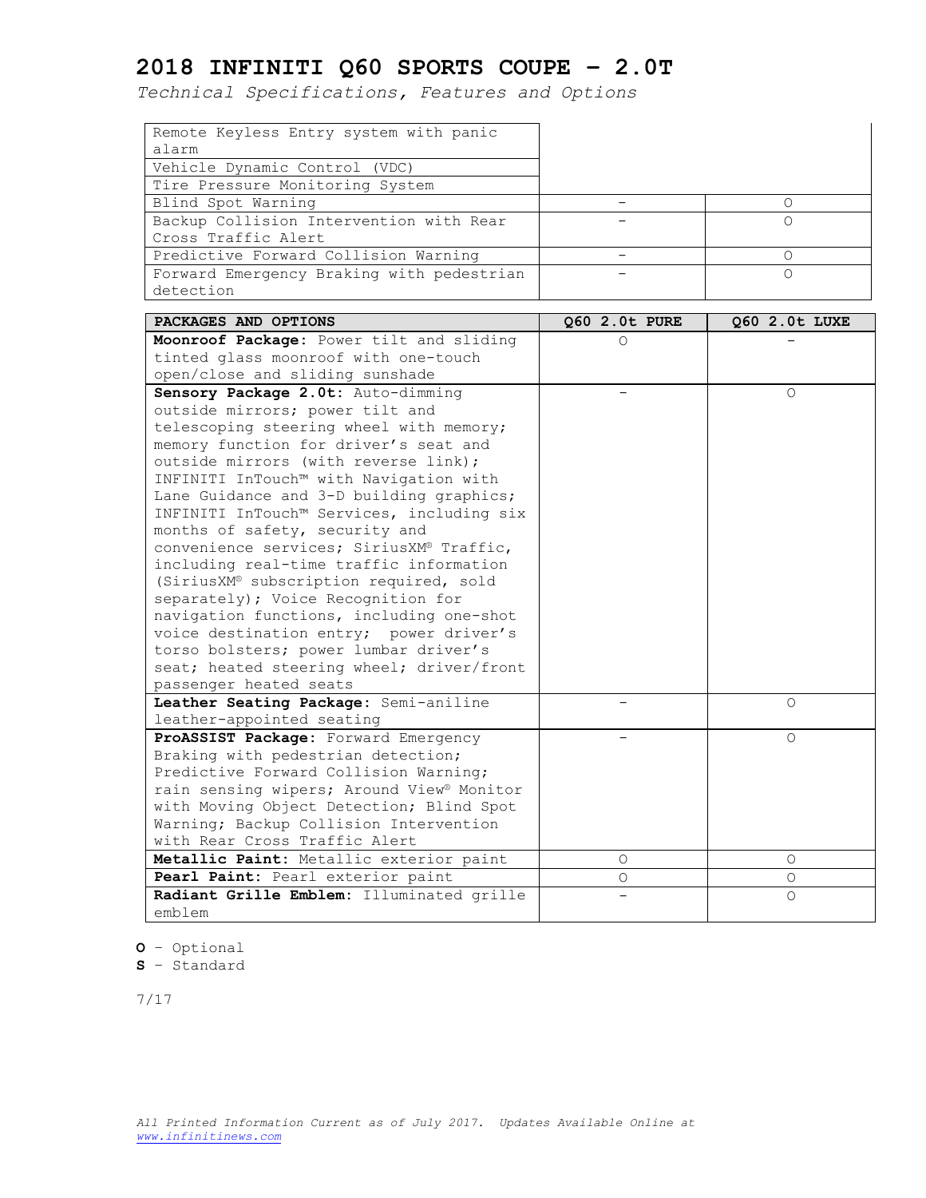# 2018 INFINITI Q60 SPORTS COUPE – 2.0T

*Technical Specifications, Features and Options*

| | | |
|---|---|---|
| Remote Keyless Entry system with panic alarm | | |
| Vehicle Dynamic Control (VDC) | | |
| Tire Pressure Monitoring System | | |
| Blind Spot Warning | – | O |
| Backup Collision Intervention with Rear Cross Traffic Alert | – | O |
| Predictive Forward Collision Warning | – | O |
| Forward Emergency Braking with pedestrian detection | – | O |

| PACKAGES AND OPTIONS | Q60 2.0t PURE | Q60 2.0t LUXE |
|---|---|---|
| **Moonroof Package:** Power tilt and sliding tinted glass moonroof with one-touch open/close and sliding sunshade | O | – |
| **Sensory Package 2.0t:** Auto-dimming outside mirrors; power tilt and telescoping steering wheel with memory; memory function for driver's seat and outside mirrors (with reverse link); INFINITI InTouch™ with Navigation with Lane Guidance and 3-D building graphics; INFINITI InTouch™ Services, including six months of safety, security and convenience services; SiriusXM® Traffic, including real-time traffic information (SiriusXM® subscription required, sold separately); Voice Recognition for navigation functions, including one-shot voice destination entry; power driver's torso bolsters; power lumbar driver's seat; heated steering wheel; driver/front passenger heated seats | – | O |
| **Leather Seating Package:** Semi-aniline leather-appointed seating | – | O |
| **ProASSIST Package:** Forward Emergency Braking with pedestrian detection; Predictive Forward Collision Warning; rain sensing wipers; Around View® Monitor with Moving Object Detection; Blind Spot Warning; Backup Collision Intervention with Rear Cross Traffic Alert | – | O |
| **Metallic Paint:** Metallic exterior paint | O | O |
| **Pearl Paint:** Pearl exterior paint | O | O |
| **Radiant Grille Emblem:** Illuminated grille emblem | – | O |

**O** – Optional
**S** – Standard

7/17

*All Printed Information Current as of July 2017. Updates Available Online at www.infinitinews.com*